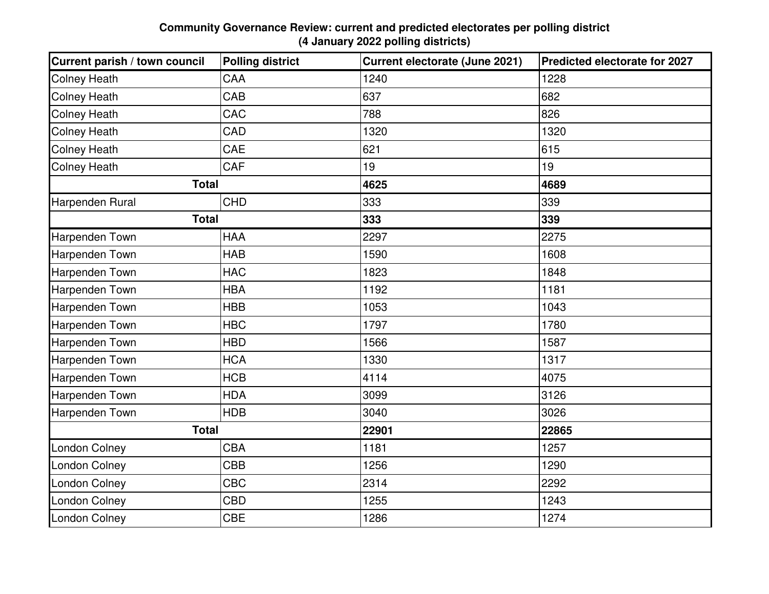**Community Governance Review: current and predicted electorates per polling district (4 January 2022 polling districts)**

| Current parish / town council | Polling district | Current electorate (June 2021) | Predicted electorate for 2027 |
|---|---|---|---|
| Colney Heath | CAA | 1240 | 1228 |
| Colney Heath | CAB | 637 | 682 |
| Colney Heath | CAC | 788 | 826 |
| Colney Heath | CAD | 1320 | 1320 |
| Colney Heath | CAE | 621 | 615 |
| Colney Heath | CAF | 19 | 19 |
| **Total** | | **4625** | **4689** |
| Harpenden Rural | CHD | 333 | 339 |
| **Total** | | **333** | **339** |
| Harpenden Town | HAA | 2297 | 2275 |
| Harpenden Town | HAB | 1590 | 1608 |
| Harpenden Town | HAC | 1823 | 1848 |
| Harpenden Town | HBA | 1192 | 1181 |
| Harpenden Town | HBB | 1053 | 1043 |
| Harpenden Town | HBC | 1797 | 1780 |
| Harpenden Town | HBD | 1566 | 1587 |
| Harpenden Town | HCA | 1330 | 1317 |
| Harpenden Town | HCB | 4114 | 4075 |
| Harpenden Town | HDA | 3099 | 3126 |
| Harpenden Town | HDB | 3040 | 3026 |
| **Total** | | **22901** | **22865** |
| London Colney | CBA | 1181 | 1257 |
| London Colney | CBB | 1256 | 1290 |
| London Colney | CBC | 2314 | 2292 |
| London Colney | CBD | 1255 | 1243 |
| London Colney | CBE | 1286 | 1274 |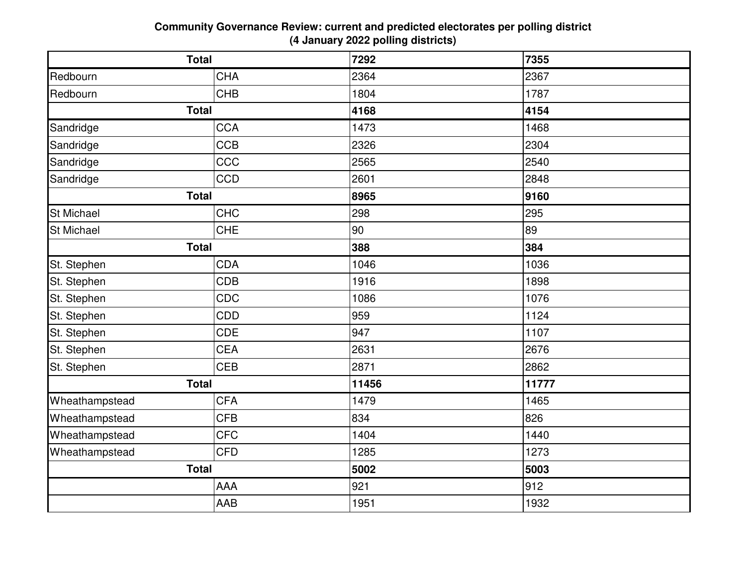**Community Governance Review: current and predicted electorates per polling district (4 January 2022 polling districts)**

| | | | |
|---|---|---|---|
| **Total** | | **7292** | **7355** |
| Redbourn | CHA | 2364 | 2367 |
| Redbourn | CHB | 1804 | 1787 |
| **Total** | | **4168** | **4154** |
| Sandridge | CCA | 1473 | 1468 |
| Sandridge | CCB | 2326 | 2304 |
| Sandridge | CCC | 2565 | 2540 |
| Sandridge | CCD | 2601 | 2848 |
| **Total** | | **8965** | **9160** |
| St Michael | CHC | 298 | 295 |
| St Michael | CHE | 90 | 89 |
| **Total** | | **388** | **384** |
| St. Stephen | CDA | 1046 | 1036 |
| St. Stephen | CDB | 1916 | 1898 |
| St. Stephen | CDC | 1086 | 1076 |
| St. Stephen | CDD | 959 | 1124 |
| St. Stephen | CDE | 947 | 1107 |
| St. Stephen | CEA | 2631 | 2676 |
| St. Stephen | CEB | 2871 | 2862 |
| **Total** | | **11456** | **11777** |
| Wheathampstead | CFA | 1479 | 1465 |
| Wheathampstead | CFB | 834 | 826 |
| Wheathampstead | CFC | 1404 | 1440 |
| Wheathampstead | CFD | 1285 | 1273 |
| **Total** | | **5002** | **5003** |
| | AAA | 921 | 912 |
| | AAB | 1951 | 1932 |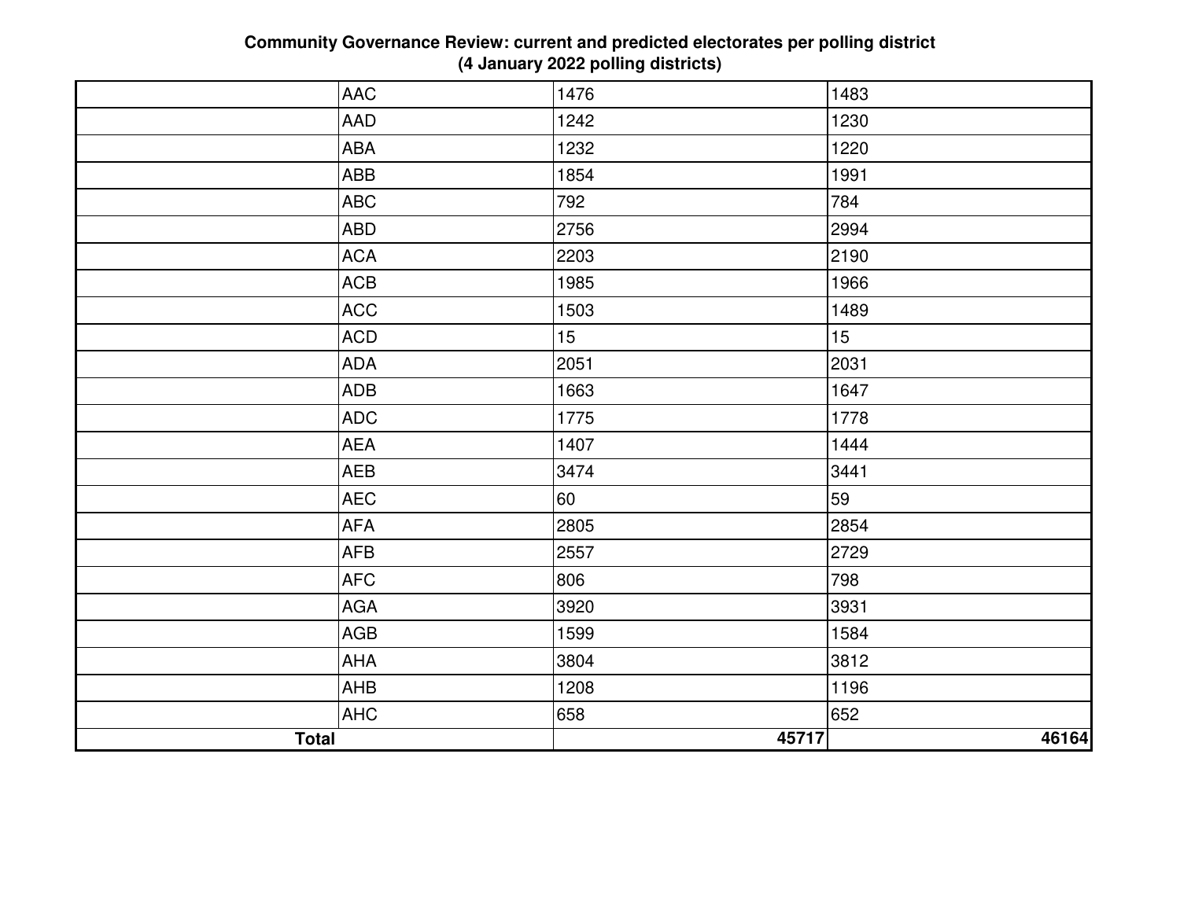**Community Governance Review: current and predicted electorates per polling district**
**(4 January 2022 polling districts)**

| | | | |
|---|---|---|---|
| | AAC | 1476 | 1483 |
| | AAD | 1242 | 1230 |
| | ABA | 1232 | 1220 |
| | ABB | 1854 | 1991 |
| | ABC | 792 | 784 |
| | ABD | 2756 | 2994 |
| | ACA | 2203 | 2190 |
| | ACB | 1985 | 1966 |
| | ACC | 1503 | 1489 |
| | ACD | 15 | 15 |
| | ADA | 2051 | 2031 |
| | ADB | 1663 | 1647 |
| | ADC | 1775 | 1778 |
| | AEA | 1407 | 1444 |
| | AEB | 3474 | 3441 |
| | AEC | 60 | 59 |
| | AFA | 2805 | 2854 |
| | AFB | 2557 | 2729 |
| | AFC | 806 | 798 |
| | AGA | 3920 | 3931 |
| | AGB | 1599 | 1584 |
| | AHA | 3804 | 3812 |
| | AHB | 1208 | 1196 |
| | AHC | 658 | 652 |
| **Total** | | **45717** | **46164** |